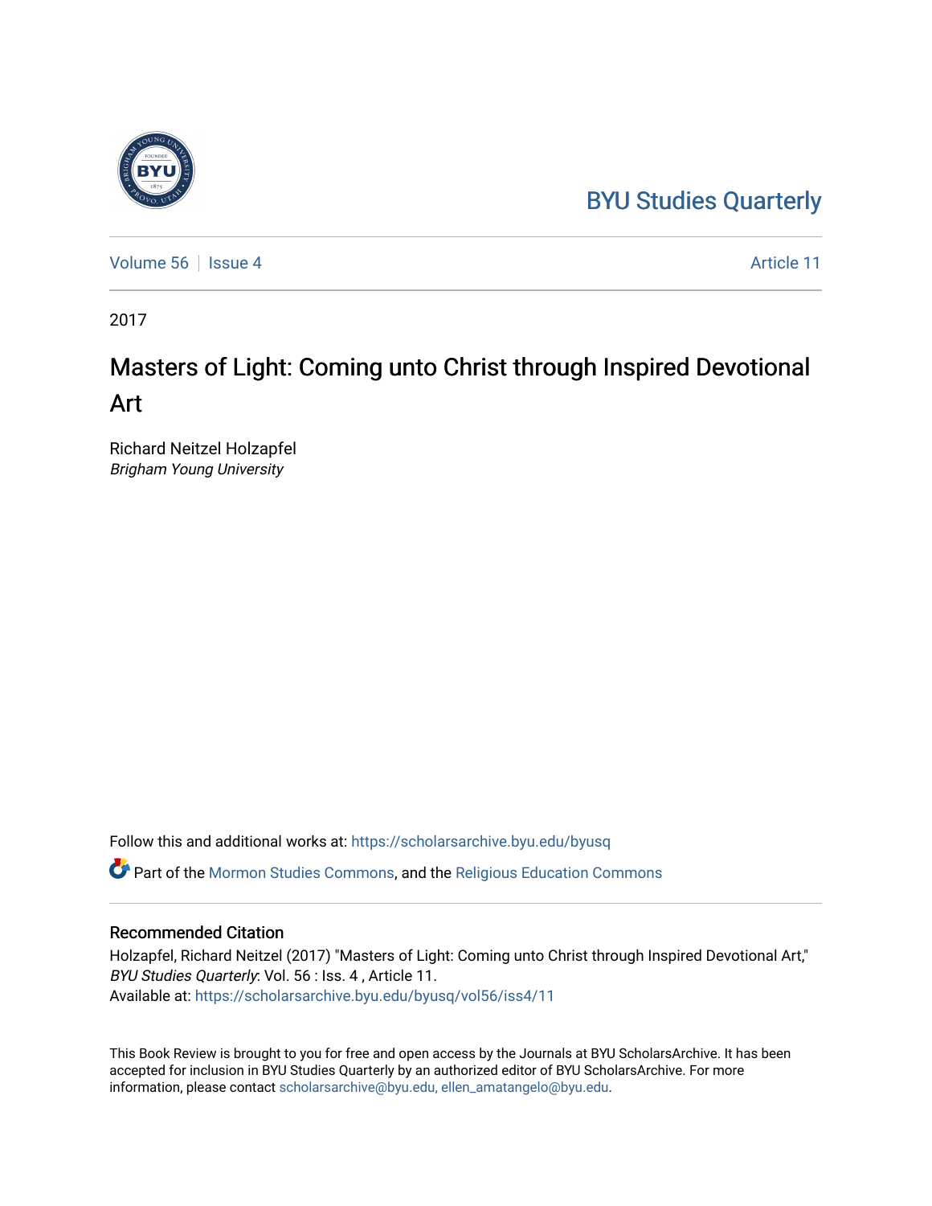BYU Studies Quarterly

Volume 56 | Issue 4 | Article 11

2017

# Masters of Light: Coming unto Christ through Inspired Devotional Art

Richard Neitzel Holzapfel
*Brigham Young University*

Follow this and additional works at: https://scholarsarchive.byu.edu/byusq

Part of the Mormon Studies Commons, and the Religious Education Commons

## Recommended Citation

Holzapfel, Richard Neitzel (2017) "Masters of Light: Coming unto Christ through Inspired Devotional Art," *BYU Studies Quarterly*: Vol. 56 : Iss. 4 , Article 11.
Available at: https://scholarsarchive.byu.edu/byusq/vol56/iss4/11

This Book Review is brought to you for free and open access by the Journals at BYU ScholarsArchive. It has been accepted for inclusion in BYU Studies Quarterly by an authorized editor of BYU ScholarsArchive. For more information, please contact scholarsarchive@byu.edu, ellen_amatangelo@byu.edu.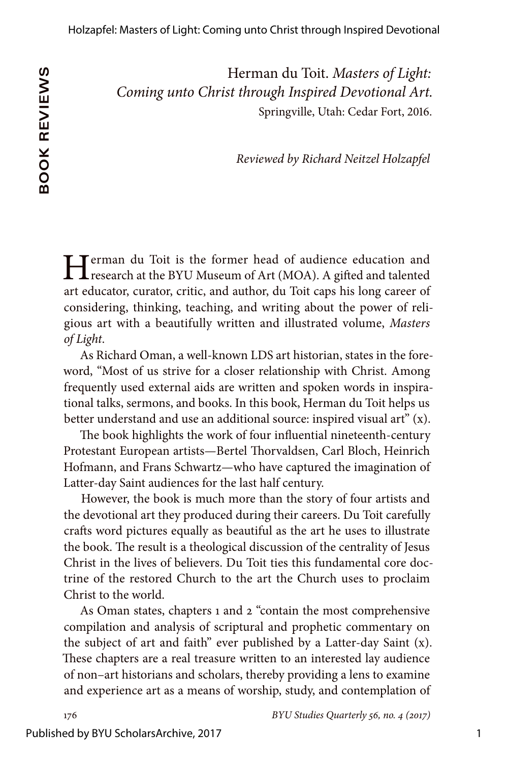**BOOK REVIEWS**

Herman du Toit. *Masters of Light: Coming unto Christ through Inspired Devotional Art.* Springville, Utah: Cedar Fort, 2016.

*Reviewed by Richard Neitzel Holzapfel*

Herman du Toit is the former head of audience education and research at the BYU Museum of Art (MOA). A gifted and talented art educator, curator, critic, and author, du Toit caps his long career of considering, thinking, teaching, and writing about the power of religious art with a beautifully written and illustrated volume, *Masters of Light*.

As Richard Oman, a well-known LDS art historian, states in the foreword, "Most of us strive for a closer relationship with Christ. Among frequently used external aids are written and spoken words in inspirational talks, sermons, and books. In this book, Herman du Toit helps us better understand and use an additional source: inspired visual art" (x).

The book highlights the work of four influential nineteenth-century Protestant European artists—Bertel Thorvaldsen, Carl Bloch, Heinrich Hofmann, and Frans Schwartz—who have captured the imagination of Latter-day Saint audiences for the last half century.

However, the book is much more than the story of four artists and the devotional art they produced during their careers. Du Toit carefully crafts word pictures equally as beautiful as the art he uses to illustrate the book. The result is a theological discussion of the centrality of Jesus Christ in the lives of believers. Du Toit ties this fundamental core doctrine of the restored Church to the art the Church uses to proclaim Christ to the world.

As Oman states, chapters 1 and 2 "contain the most comprehensive compilation and analysis of scriptural and prophetic commentary on the subject of art and faith" ever published by a Latter-day Saint (x). These chapters are a real treasure written to an interested lay audience of non–art historians and scholars, thereby providing a lens to examine and experience art as a means of worship, study, and contemplation of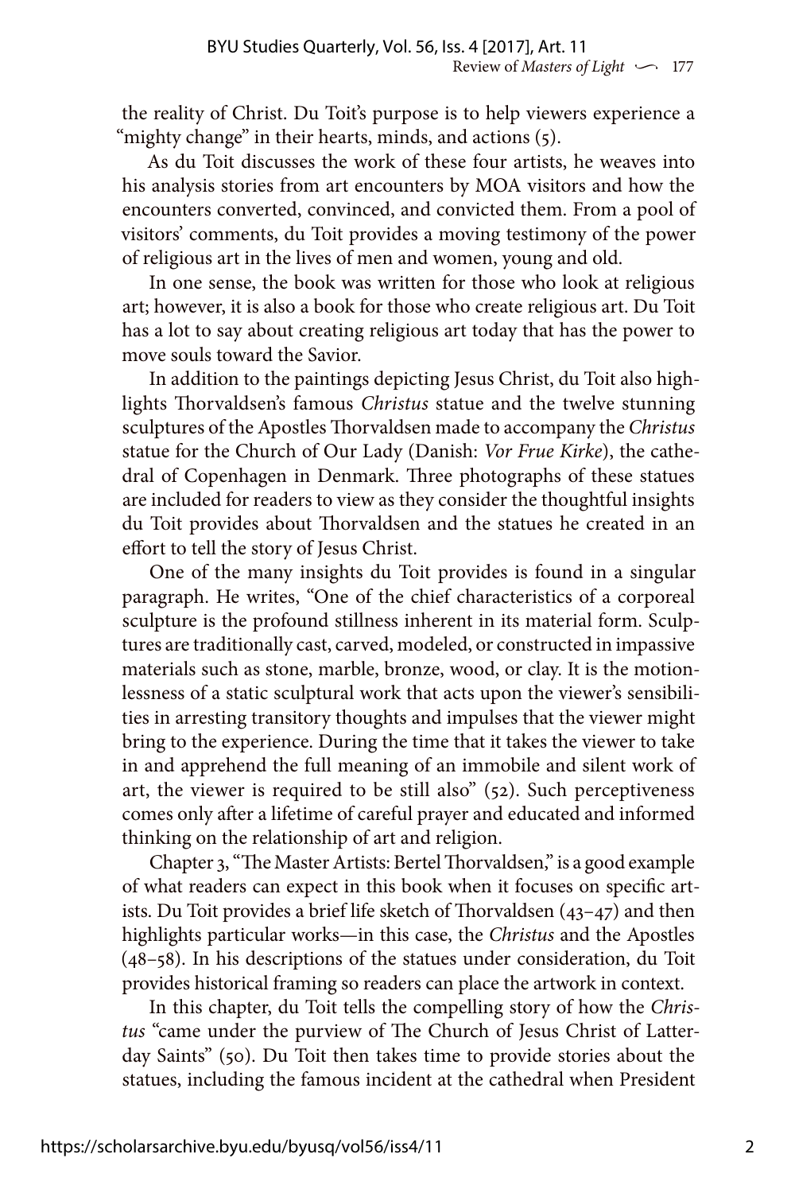the reality of Christ. Du Toit's purpose is to help viewers experience a "mighty change" in their hearts, minds, and actions (5).

As du Toit discusses the work of these four artists, he weaves into his analysis stories from art encounters by MOA visitors and how the encounters converted, convinced, and convicted them. From a pool of visitors' comments, du Toit provides a moving testimony of the power of religious art in the lives of men and women, young and old.

In one sense, the book was written for those who look at religious art; however, it is also a book for those who create religious art. Du Toit has a lot to say about creating religious art today that has the power to move souls toward the Savior.

In addition to the paintings depicting Jesus Christ, du Toit also highlights Thorvaldsen's famous *Christus* statue and the twelve stunning sculptures of the Apostles Thorvaldsen made to accompany the *Christus* statue for the Church of Our Lady (Danish: *Vor Frue Kirke*), the cathedral of Copenhagen in Denmark. Three photographs of these statues are included for readers to view as they consider the thoughtful insights du Toit provides about Thorvaldsen and the statues he created in an effort to tell the story of Jesus Christ.

One of the many insights du Toit provides is found in a singular paragraph. He writes, "One of the chief characteristics of a corporeal sculpture is the profound stillness inherent in its material form. Sculptures are traditionally cast, carved, modeled, or constructed in impassive materials such as stone, marble, bronze, wood, or clay. It is the motionlessness of a static sculptural work that acts upon the viewer's sensibilities in arresting transitory thoughts and impulses that the viewer might bring to the experience. During the time that it takes the viewer to take in and apprehend the full meaning of an immobile and silent work of art, the viewer is required to be still also" (52). Such perceptiveness comes only after a lifetime of careful prayer and educated and informed thinking on the relationship of art and religion.

Chapter 3, "The Master Artists: Bertel Thorvaldsen," is a good example of what readers can expect in this book when it focuses on specific artists. Du Toit provides a brief life sketch of Thorvaldsen (43–47) and then highlights particular works—in this case, the *Christus* and the Apostles (48–58). In his descriptions of the statues under consideration, du Toit provides historical framing so readers can place the artwork in context.

In this chapter, du Toit tells the compelling story of how the *Christus* "came under the purview of The Church of Jesus Christ of Latter-day Saints" (50). Du Toit then takes time to provide stories about the statues, including the famous incident at the cathedral when President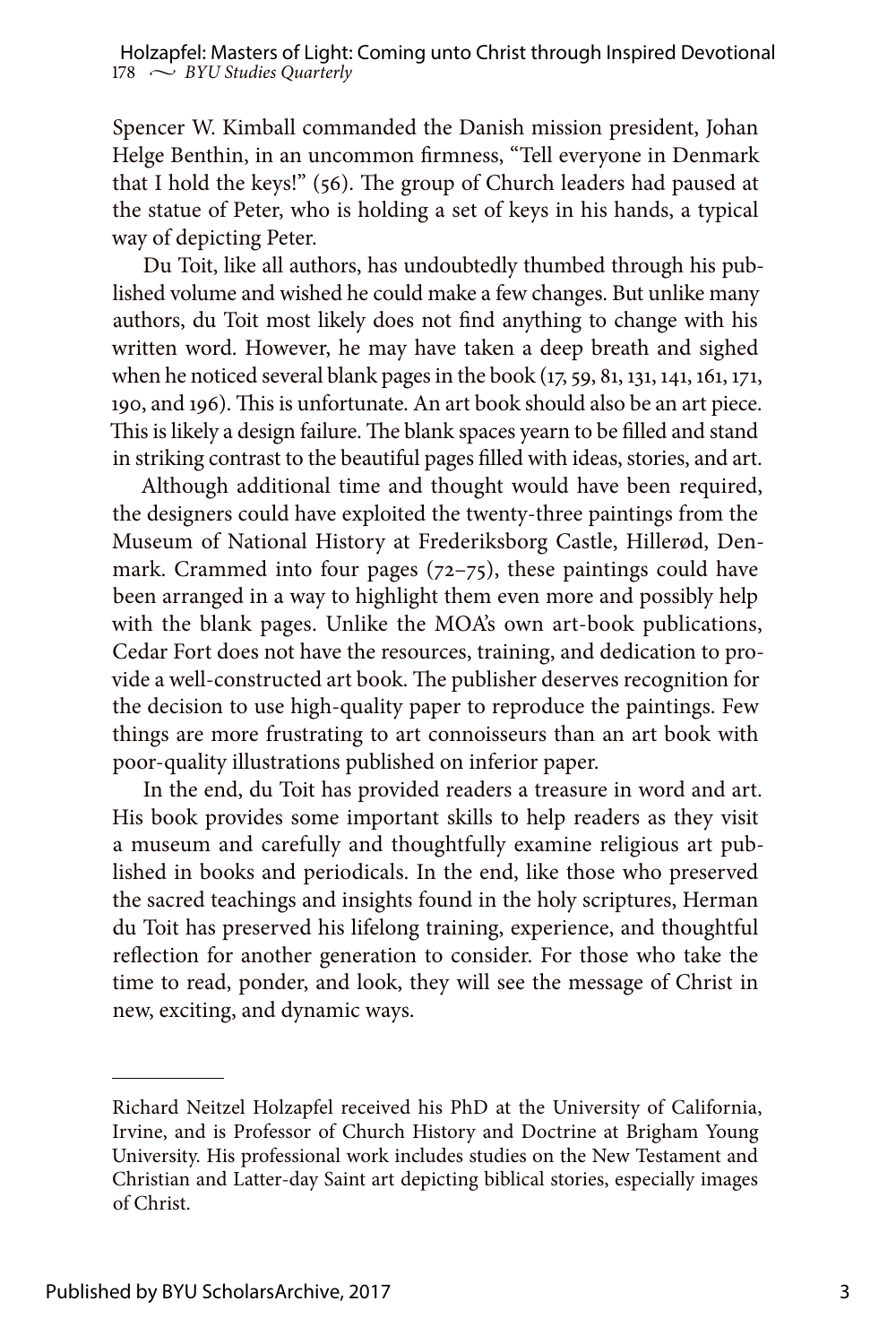Spencer W. Kimball commanded the Danish mission president, Johan Helge Benthin, in an uncommon firmness, "Tell everyone in Denmark that I hold the keys!" (56). The group of Church leaders had paused at the statue of Peter, who is holding a set of keys in his hands, a typical way of depicting Peter.

Du Toit, like all authors, has undoubtedly thumbed through his published volume and wished he could make a few changes. But unlike many authors, du Toit most likely does not find anything to change with his written word. However, he may have taken a deep breath and sighed when he noticed several blank pages in the book (17, 59, 81, 131, 141, 161, 171, 190, and 196). This is unfortunate. An art book should also be an art piece. This is likely a design failure. The blank spaces yearn to be filled and stand in striking contrast to the beautiful pages filled with ideas, stories, and art.

Although additional time and thought would have been required, the designers could have exploited the twenty-three paintings from the Museum of National History at Frederiksborg Castle, Hillerød, Denmark. Crammed into four pages (72–75), these paintings could have been arranged in a way to highlight them even more and possibly help with the blank pages. Unlike the MOA's own art-book publications, Cedar Fort does not have the resources, training, and dedication to provide a well-constructed art book. The publisher deserves recognition for the decision to use high-quality paper to reproduce the paintings. Few things are more frustrating to art connoisseurs than an art book with poor-quality illustrations published on inferior paper.

In the end, du Toit has provided readers a treasure in word and art. His book provides some important skills to help readers as they visit a museum and carefully and thoughtfully examine religious art published in books and periodicals. In the end, like those who preserved the sacred teachings and insights found in the holy scriptures, Herman du Toit has preserved his lifelong training, experience, and thoughtful reflection for another generation to consider. For those who take the time to read, ponder, and look, they will see the message of Christ in new, exciting, and dynamic ways.

---

Richard Neitzel Holzapfel received his PhD at the University of California, Irvine, and is Professor of Church History and Doctrine at Brigham Young University. His professional work includes studies on the New Testament and Christian and Latter-day Saint art depicting biblical stories, especially images of Christ.